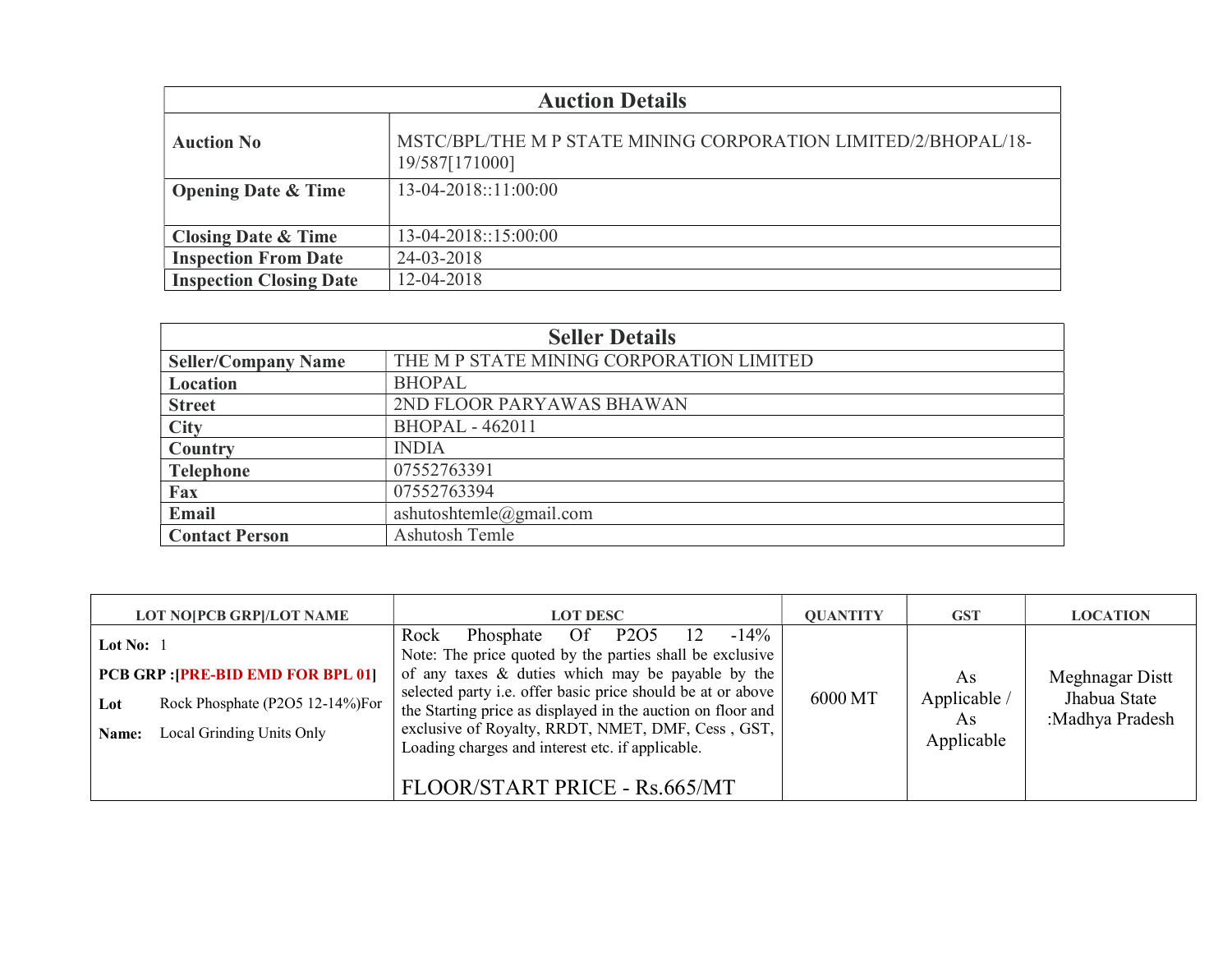| Auction Details | |
|---|---|
| **Auction No** | MSTC/BPL/THE M P STATE MINING CORPORATION LIMITED/2/BHOPAL/18-19/587[171000] |
| **Opening Date & Time** | 13-04-2018::11:00:00 |
| **Closing Date & Time** | 13-04-2018::15:00:00 |
| **Inspection From Date** | 24-03-2018 |
| **Inspection Closing Date** | 12-04-2018 |

| Seller Details | |
|---|---|
| **Seller/Company Name** | THE M P STATE MINING CORPORATION LIMITED |
| **Location** | BHOPAL |
| **Street** | 2ND FLOOR PARYAWAS BHAWAN |
| **City** | BHOPAL - 462011 |
| **Country** | INDIA |
| **Telephone** | 07552763391 |
| **Fax** | 07552763394 |
| **Email** | ashutoshtemle@gmail.com |
| **Contact Person** | Ashutosh Temle |

| LOT NO[PCB GRP]/LOT NAME | LOT DESC | QUANTITY | GST | LOCATION |
|---|---|---|---|---|
| **Lot No:** 1<br>**PCB GRP :[PRE-BID EMD FOR BPL 01]**<br>**Lot Name:** Rock Phosphate (P2O5 12-14%)For Local Grinding Units Only | Rock Phosphate Of P2O5 12 -14%<br>Note: The price quoted by the parties shall be exclusive of any taxes & duties which may be payable by the selected party i.e. offer basic price should be at or above the Starting price as displayed in the auction on floor and exclusive of Royalty, RRDT, NMET, DMF, Cess , GST, Loading charges and interest etc. if applicable.<br>FLOOR/START PRICE - Rs.665/MT | 6000 MT | As Applicable / As Applicable | Meghnagar Distt Jhabua State :Madhya Pradesh |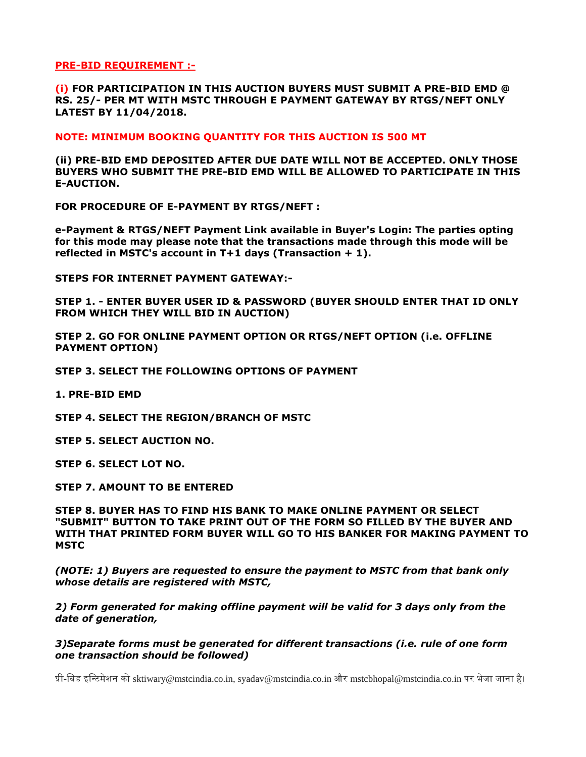**PRE-BID REQUIREMENT :-**

**(i) FOR PARTICIPATION IN THIS AUCTION BUYERS MUST SUBMIT A PRE-BID EMD @ RS. 25/- PER MT WITH MSTC THROUGH E PAYMENT GATEWAY BY RTGS/NEFT ONLY LATEST BY 11/04/2018.**

**NOTE: MINIMUM BOOKING QUANTITY FOR THIS AUCTION IS 500 MT**

**(ii) PRE-BID EMD DEPOSITED AFTER DUE DATE WILL NOT BE ACCEPTED. ONLY THOSE BUYERS WHO SUBMIT THE PRE-BID EMD WILL BE ALLOWED TO PARTICIPATE IN THIS E-AUCTION.**

**FOR PROCEDURE OF E-PAYMENT BY RTGS/NEFT :**

**e-Payment & RTGS/NEFT Payment Link available in Buyer's Login: The parties opting for this mode may please note that the transactions made through this mode will be reflected in MSTC's account in T+1 days (Transaction + 1).**

**STEPS FOR INTERNET PAYMENT GATEWAY:-**

**STEP 1. - ENTER BUYER USER ID & PASSWORD (BUYER SHOULD ENTER THAT ID ONLY FROM WHICH THEY WILL BID IN AUCTION)**

**STEP 2. GO FOR ONLINE PAYMENT OPTION OR RTGS/NEFT OPTION (i.e. OFFLINE PAYMENT OPTION)**

**STEP 3. SELECT THE FOLLOWING OPTIONS OF PAYMENT**

**1. PRE-BID EMD**

**STEP 4. SELECT THE REGION/BRANCH OF MSTC**

**STEP 5. SELECT AUCTION NO.**

**STEP 6. SELECT LOT NO.**

**STEP 7. AMOUNT TO BE ENTERED**

**STEP 8. BUYER HAS TO FIND HIS BANK TO MAKE ONLINE PAYMENT OR SELECT "SUBMIT" BUTTON TO TAKE PRINT OUT OF THE FORM SO FILLED BY THE BUYER AND WITH THAT PRINTED FORM BUYER WILL GO TO HIS BANKER FOR MAKING PAYMENT TO MSTC**

***(NOTE: 1) Buyers are requested to ensure the payment to MSTC from that bank only whose details are registered with MSTC,***

***2) Form generated for making offline payment will be valid for 3 days only from the date of generation,***

***3)Separate forms must be generated for different transactions (i.e. rule of one form one transaction should be followed)***

प्री-बिड इन्टिमेशन को sktiwary@mstcindia.co.in, syadav@mstcindia.co.in और mstcbhopal@mstcindia.co.in पर भेजा जाना है।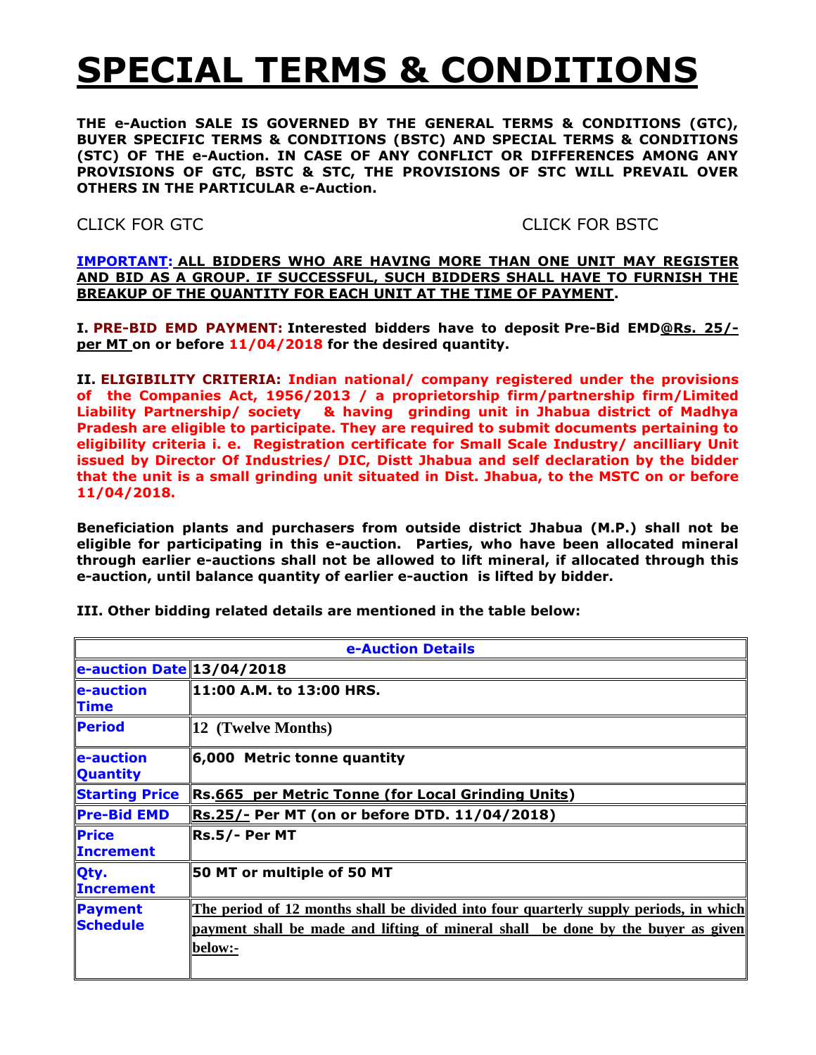# SPECIAL TERMS & CONDITIONS

**THE e-Auction SALE IS GOVERNED BY THE GENERAL TERMS & CONDITIONS (GTC), BUYER SPECIFIC TERMS & CONDITIONS (BSTC) AND SPECIAL TERMS & CONDITIONS (STC) OF THE e-Auction. IN CASE OF ANY CONFLICT OR DIFFERENCES AMONG ANY PROVISIONS OF GTC, BSTC & STC, THE PROVISIONS OF STC WILL PREVAIL OVER OTHERS IN THE PARTICULAR e-Auction.**

CLICK FOR GTC CLICK FOR BSTC

**IMPORTANT: ALL BIDDERS WHO ARE HAVING MORE THAN ONE UNIT MAY REGISTER AND BID AS A GROUP. IF SUCCESSFUL, SUCH BIDDERS SHALL HAVE TO FURNISH THE BREAKUP OF THE QUANTITY FOR EACH UNIT AT THE TIME OF PAYMENT.**

**I. PRE-BID EMD PAYMENT: Interested bidders have to deposit Pre-Bid EMD@Rs. 25/- per MT on or before 11/04/2018 for the desired quantity.**

**II. ELIGIBILITY CRITERIA: Indian national/ company registered under the provisions of the Companies Act, 1956/2013 / a proprietorship firm/partnership firm/Limited Liability Partnership/ society & having grinding unit in Jhabua district of Madhya Pradesh are eligible to participate. They are required to submit documents pertaining to eligibility criteria i. e. Registration certificate for Small Scale Industry/ ancilliary Unit issued by Director Of Industries/ DIC, Distt Jhabua and self declaration by the bidder that the unit is a small grinding unit situated in Dist. Jhabua, to the MSTC on or before 11/04/2018.**

**Beneficiation plants and purchasers from outside district Jhabua (M.P.) shall not be eligible for participating in this e-auction. Parties, who have been allocated mineral through earlier e-auctions shall not be allowed to lift mineral, if allocated through this e-auction, until balance quantity of earlier e-auction is lifted by bidder.**

**III. Other bidding related details are mentioned in the table below:**

| e-Auction Details | |
|---|---|
| e-auction Date | 13/04/2018 |
| e-auction Time | 11:00 A.M. to 13:00 HRS. |
| Period | 12 (Twelve Months) |
| e-auction Quantity | 6,000 Metric tonne quantity |
| Starting Price | Rs.665 per Metric Tonne (for Local Grinding Units) |
| Pre-Bid EMD | Rs.25/- Per MT (on or before DTD. 11/04/2018) |
| Price Increment | Rs.5/- Per MT |
| Qty. Increment | 50 MT or multiple of 50 MT |
| Payment Schedule | The period of 12 months shall be divided into four quarterly supply periods, in which payment shall be made and lifting of mineral shall be done by the buyer as given below:- |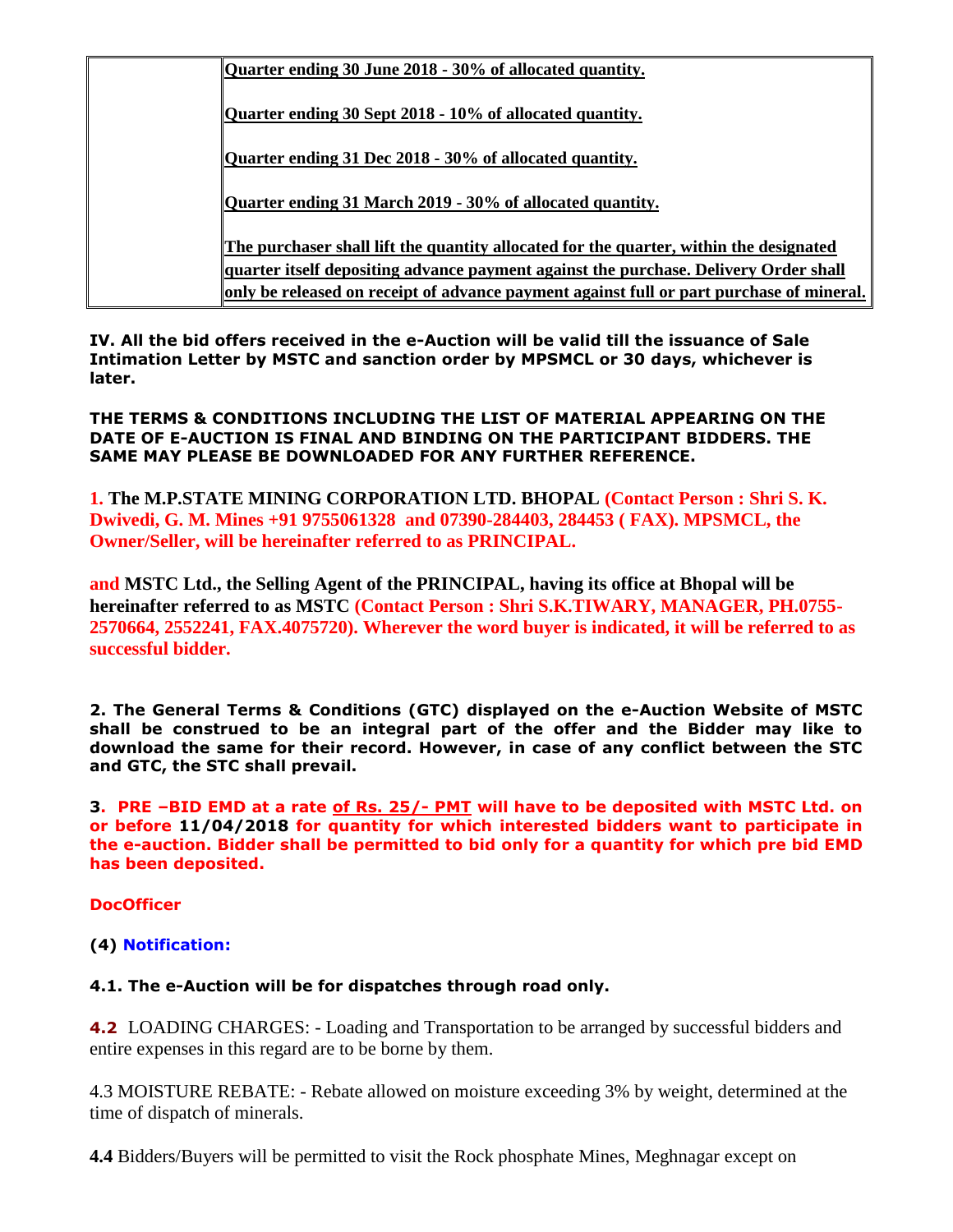| | |
|---|---|
| | **Quarter ending 30 June 2018 - 30% of allocated quantity.**<br><br>**Quarter ending 30 Sept 2018 - 10% of allocated quantity.**<br><br>**Quarter ending 31 Dec 2018 - 30% of allocated quantity.**<br><br>**Quarter ending 31 March 2019 - 30% of allocated quantity.**<br><br>**The purchaser shall lift the quantity allocated for the quarter, within the designated quarter itself depositing advance payment against the purchase. Delivery Order shall only be released on receipt of advance payment against full or part purchase of mineral.** |

**IV. All the bid offers received in the e-Auction will be valid till the issuance of Sale Intimation Letter by MSTC and sanction order by MPSMCL or 30 days, whichever is later.**

**THE TERMS & CONDITIONS INCLUDING THE LIST OF MATERIAL APPEARING ON THE DATE OF E-AUCTION IS FINAL AND BINDING ON THE PARTICIPANT BIDDERS. THE SAME MAY PLEASE BE DOWNLOADED FOR ANY FURTHER REFERENCE.**

**1. The M.P.STATE MINING CORPORATION LTD. BHOPAL (Contact Person : Shri S. K. Dwivedi, G. M. Mines +91 9755061328 and 07390-284403, 284453 ( FAX). MPSMCL, the Owner/Seller, will be hereinafter referred to as PRINCIPAL.**

**and MSTC Ltd., the Selling Agent of the PRINCIPAL, having its office at Bhopal will be hereinafter referred to as MSTC (Contact Person : Shri S.K.TIWARY, MANAGER, PH.0755-2570664, 2552241, FAX.4075720). Wherever the word buyer is indicated, it will be referred to as successful bidder.**

**2. The General Terms & Conditions (GTC) displayed on the e-Auction Website of MSTC shall be construed to be an integral part of the offer and the Bidder may like to download the same for their record. However, in case of any conflict between the STC and GTC, the STC shall prevail.**

**3. PRE –BID EMD at a rate of Rs. 25/- PMT will have to be deposited with MSTC Ltd. on or before 11/04/2018 for quantity for which interested bidders want to participate in the e-auction. Bidder shall be permitted to bid only for a quantity for which pre bid EMD has been deposited.**

**DocOfficer**

**(4) Notification:**

**4.1. The e-Auction will be for dispatches through road only.**

**4.2** LOADING CHARGES: - Loading and Transportation to be arranged by successful bidders and entire expenses in this regard are to be borne by them.

4.3 MOISTURE REBATE: - Rebate allowed on moisture exceeding 3% by weight, determined at the time of dispatch of minerals.

**4.4** Bidders/Buyers will be permitted to visit the Rock phosphate Mines, Meghnagar except on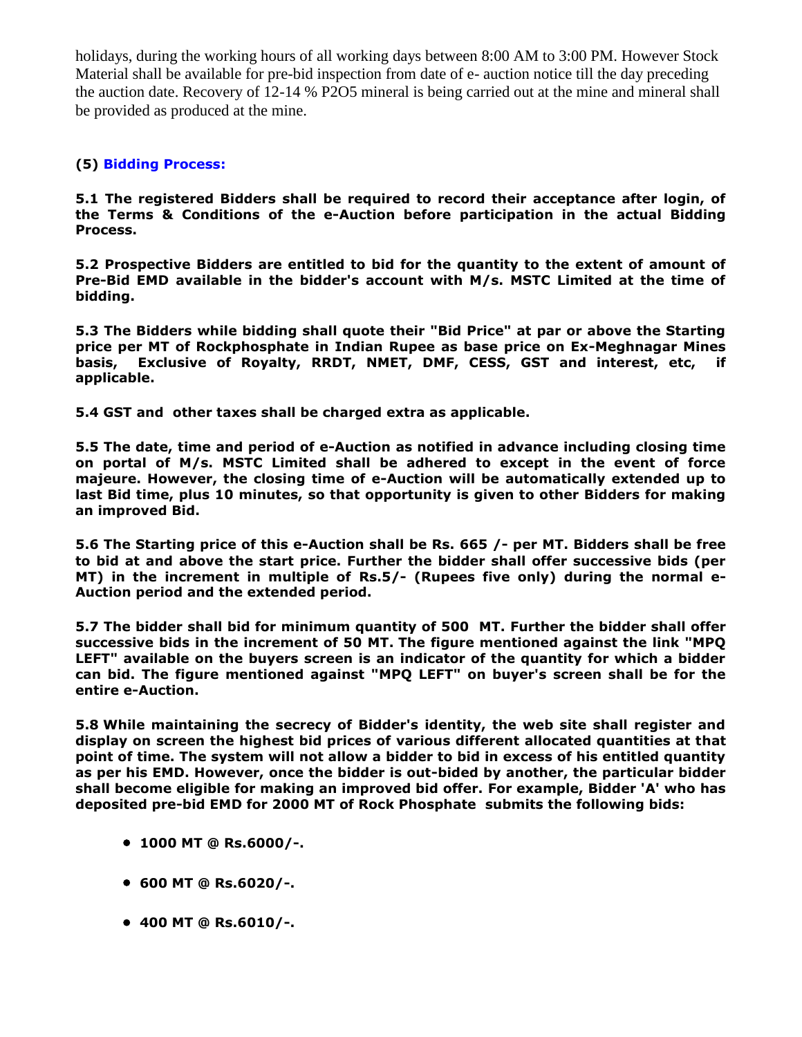holidays, during the working hours of all working days between 8:00 AM to 3:00 PM. However Stock Material shall be available for pre-bid inspection from date of e- auction notice till the day preceding the auction date. Recovery of 12-14 % $P_2O_5$ mineral is being carried out at the mine and mineral shall be provided as produced at the mine.

### (5) Bidding Process:

**5.1 The registered Bidders shall be required to record their acceptance after login, of the Terms & Conditions of the e-Auction before participation in the actual Bidding Process.**

**5.2 Prospective Bidders are entitled to bid for the quantity to the extent of amount of Pre-Bid EMD available in the bidder's account with M/s. MSTC Limited at the time of bidding.**

**5.3 The Bidders while bidding shall quote their "Bid Price" at par or above the Starting price per MT of Rockphosphate in Indian Rupee as base price on Ex-Meghnagar Mines basis, Exclusive of Royalty, RRDT, NMET, DMF, CESS, GST and interest, etc, if applicable.**

**5.4 GST and other taxes shall be charged extra as applicable.**

**5.5 The date, time and period of e-Auction as notified in advance including closing time on portal of M/s. MSTC Limited shall be adhered to except in the event of force majeure. However, the closing time of e-Auction will be automatically extended up to last Bid time, plus 10 minutes, so that opportunity is given to other Bidders for making an improved Bid.**

**5.6 The Starting price of this e-Auction shall be Rs. 665 /- per MT. Bidders shall be free to bid at and above the start price. Further the bidder shall offer successive bids (per MT) in the increment in multiple of Rs.5/- (Rupees five only) during the normal e-Auction period and the extended period.**

**5.7 The bidder shall bid for minimum quantity of 500 MT. Further the bidder shall offer successive bids in the increment of 50 MT. The figure mentioned against the link "MPQ LEFT" available on the buyers screen is an indicator of the quantity for which a bidder can bid. The figure mentioned against "MPQ LEFT" on buyer's screen shall be for the entire e-Auction.**

**5.8 While maintaining the secrecy of Bidder's identity, the web site shall register and display on screen the highest bid prices of various different allocated quantities at that point of time. The system will not allow a bidder to bid in excess of his entitled quantity as per his EMD. However, once the bidder is out-bided by another, the particular bidder shall become eligible for making an improved bid offer. For example, Bidder 'A' who has deposited pre-bid EMD for 2000 MT of Rock Phosphate submits the following bids:**

- **1000 MT @ Rs.6000/-.**
- **600 MT @ Rs.6020/-.**
- **400 MT @ Rs.6010/-.**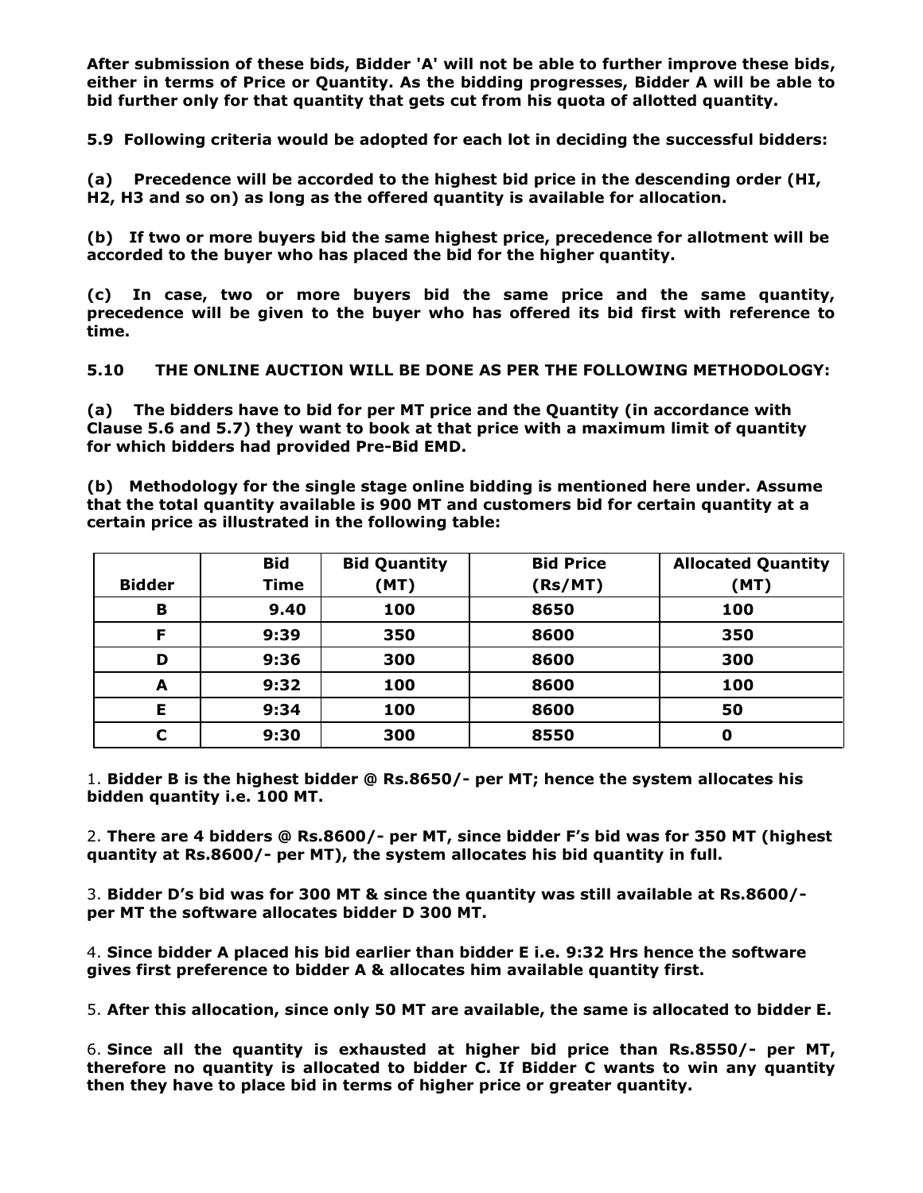**After submission of these bids, Bidder 'A' will not be able to further improve these bids, either in terms of Price or Quantity. As the bidding progresses, Bidder A will be able to bid further only for that quantity that gets cut from his quota of allotted quantity.**

**5.9 Following criteria would be adopted for each lot in deciding the successful bidders:**

**(a) Precedence will be accorded to the highest bid price in the descending order (HI, H2, H3 and so on) as long as the offered quantity is available for allocation.**

**(b) If two or more buyers bid the same highest price, precedence for allotment will be accorded to the buyer who has placed the bid for the higher quantity.**

**(c) In case, two or more buyers bid the same price and the same quantity, precedence will be given to the buyer who has offered its bid first with reference to time.**

**5.10 THE ONLINE AUCTION WILL BE DONE AS PER THE FOLLOWING METHODOLOGY:**

**(a) The bidders have to bid for per MT price and the Quantity (in accordance with Clause 5.6 and 5.7) they want to book at that price with a maximum limit of quantity for which bidders had provided Pre-Bid EMD.**

**(b) Methodology for the single stage online bidding is mentioned here under. Assume that the total quantity available is 900 MT and customers bid for certain quantity at a certain price as illustrated in the following table:**

| Bidder | Bid Time | Bid Quantity (MT) | Bid Price (Rs/MT) | Allocated Quantity (MT) |
|---|---|---|---|---|
| B | 9.40 | 100 | 8650 | 100 |
| F | 9:39 | 350 | 8600 | 350 |
| D | 9:36 | 300 | 8600 | 300 |
| A | 9:32 | 100 | 8600 | 100 |
| E | 9:34 | 100 | 8600 | 50 |
| C | 9:30 | 300 | 8550 | 0 |

1. **Bidder B is the highest bidder @ Rs.8650/- per MT; hence the system allocates his bidden quantity i.e. 100 MT.**

2. **There are 4 bidders @ Rs.8600/- per MT, since bidder F's bid was for 350 MT (highest quantity at Rs.8600/- per MT), the system allocates his bid quantity in full.**

3. **Bidder D's bid was for 300 MT & since the quantity was still available at Rs.8600/- per MT the software allocates bidder D 300 MT.**

4. **Since bidder A placed his bid earlier than bidder E i.e. 9:32 Hrs hence the software gives first preference to bidder A & allocates him available quantity first.**

5. **After this allocation, since only 50 MT are available, the same is allocated to bidder E.**

6. **Since all the quantity is exhausted at higher bid price than Rs.8550/- per MT, therefore no quantity is allocated to bidder C. If Bidder C wants to win any quantity then they have to place bid in terms of higher price or greater quantity.**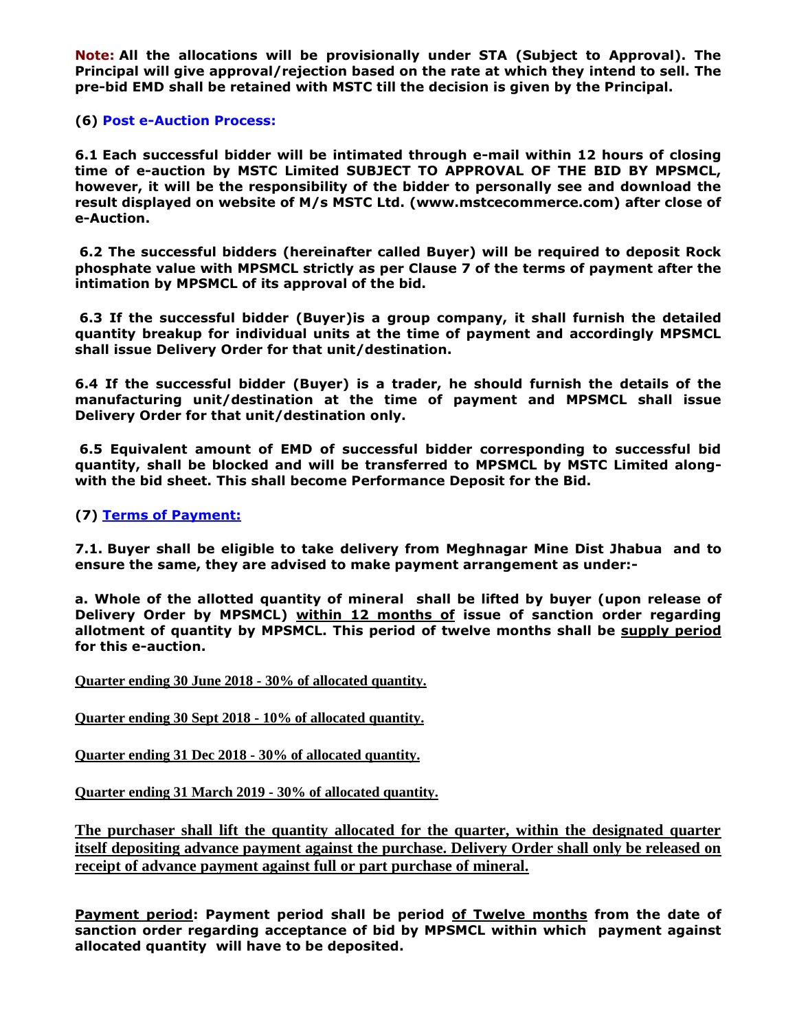**Note: All the allocations will be provisionally under STA (Subject to Approval). The Principal will give approval/rejection based on the rate at which they intend to sell. The pre-bid EMD shall be retained with MSTC till the decision is given by the Principal.**

**(6) Post e-Auction Process:**

**6.1 Each successful bidder will be intimated through e-mail within 12 hours of closing time of e-auction by MSTC Limited SUBJECT TO APPROVAL OF THE BID BY MPSMCL, however, it will be the responsibility of the bidder to personally see and download the result displayed on website of M/s MSTC Ltd. (www.mstcecommerce.com) after close of e-Auction.**

**6.2 The successful bidders (hereinafter called Buyer) will be required to deposit Rock phosphate value with MPSMCL strictly as per Clause 7 of the terms of payment after the intimation by MPSMCL of its approval of the bid.**

**6.3 If the successful bidder (Buyer)is a group company, it shall furnish the detailed quantity breakup for individual units at the time of payment and accordingly MPSMCL shall issue Delivery Order for that unit/destination.**

**6.4 If the successful bidder (Buyer) is a trader, he should furnish the details of the manufacturing unit/destination at the time of payment and MPSMCL shall issue Delivery Order for that unit/destination only.**

**6.5 Equivalent amount of EMD of successful bidder corresponding to successful bid quantity, shall be blocked and will be transferred to MPSMCL by MSTC Limited along-with the bid sheet. This shall become Performance Deposit for the Bid.**

**(7) Terms of Payment:**

**7.1. Buyer shall be eligible to take delivery from Meghnagar Mine Dist Jhabua and to ensure the same, they are advised to make payment arrangement as under:-**

**a. Whole of the allotted quantity of mineral shall be lifted by buyer (upon release of Delivery Order by MPSMCL) within 12 months of issue of sanction order regarding allotment of quantity by MPSMCL. This period of twelve months shall be supply period for this e-auction.**

**Quarter ending 30 June 2018 - 30% of allocated quantity.**

**Quarter ending 30 Sept 2018 - 10% of allocated quantity.**

**Quarter ending 31 Dec 2018 - 30% of allocated quantity.**

**Quarter ending 31 March 2019 - 30% of allocated quantity.**

**The purchaser shall lift the quantity allocated for the quarter, within the designated quarter itself depositing advance payment against the purchase. Delivery Order shall only be released on receipt of advance payment against full or part purchase of mineral.**

**Payment period: Payment period shall be period of Twelve months from the date of sanction order regarding acceptance of bid by MPSMCL within which payment against allocated quantity will have to be deposited.**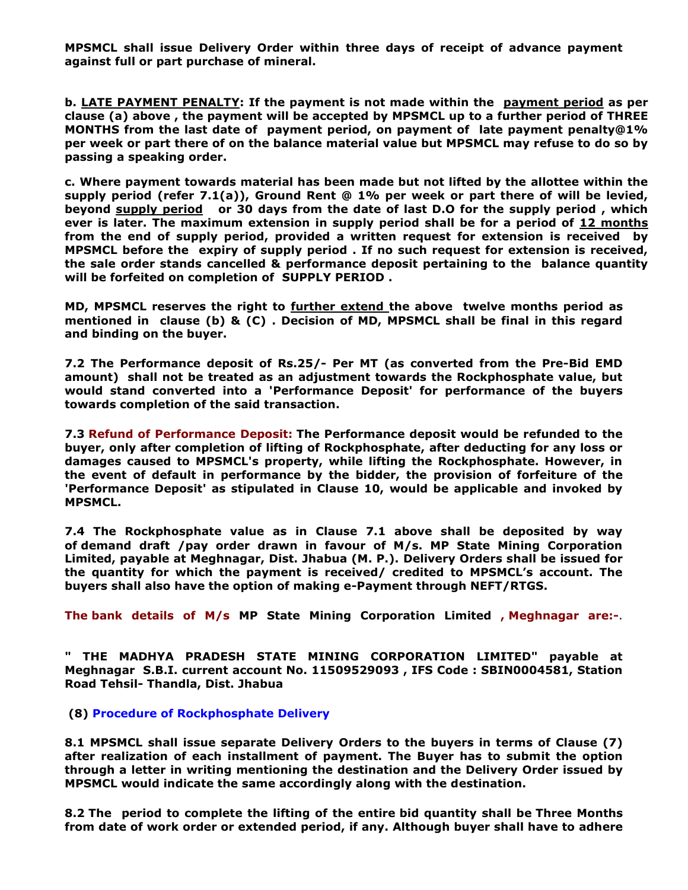**MPSMCL shall issue Delivery Order within three days of receipt of advance payment against full or part purchase of mineral.**

**b. LATE PAYMENT PENALTY: If the payment is not made within the payment period as per clause (a) above , the payment will be accepted by MPSMCL up to a further period of THREE MONTHS from the last date of payment period, on payment of late payment penalty@1% per week or part there of on the balance material value but MPSMCL may refuse to do so by passing a speaking order.**

**c. Where payment towards material has been made but not lifted by the allottee within the supply period (refer 7.1(a)), Ground Rent @ 1% per week or part there of will be levied, beyond supply period or 30 days from the date of last D.O for the supply period , which ever is later. The maximum extension in supply period shall be for a period of 12 months from the end of supply period, provided a written request for extension is received by MPSMCL before the expiry of supply period . If no such request for extension is received, the sale order stands cancelled & performance deposit pertaining to the balance quantity will be forfeited on completion of SUPPLY PERIOD .**

**MD, MPSMCL reserves the right to further extend the above twelve months period as mentioned in clause (b) & (C) . Decision of MD, MPSMCL shall be final in this regard and binding on the buyer.**

**7.2 The Performance deposit of Rs.25/- Per MT (as converted from the Pre-Bid EMD amount) shall not be treated as an adjustment towards the Rockphosphate value, but would stand converted into a 'Performance Deposit' for performance of the buyers towards completion of the said transaction.**

**7.3 Refund of Performance Deposit: The Performance deposit would be refunded to the buyer, only after completion of lifting of Rockphosphate, after deducting for any loss or damages caused to MPSMCL's property, while lifting the Rockphosphate. However, in the event of default in performance by the bidder, the provision of forfeiture of the 'Performance Deposit' as stipulated in Clause 10, would be applicable and invoked by MPSMCL.**

**7.4 The Rockphosphate value as in Clause 7.1 above shall be deposited by way of demand draft /pay order drawn in favour of M/s. MP State Mining Corporation Limited, payable at Meghnagar, Dist. Jhabua (M. P.). Delivery Orders shall be issued for the quantity for which the payment is received/ credited to MPSMCL's account. The buyers shall also have the option of making e-Payment through NEFT/RTGS.**

**The bank details of M/s MP State Mining Corporation Limited , Meghnagar are:-.**

**" THE MADHYA PRADESH STATE MINING CORPORATION LIMITED" payable at Meghnagar S.B.I. current account No. 11509529093 , IFS Code : SBIN0004581, Station Road Tehsil- Thandla, Dist. Jhabua**

## (8) Procedure of Rockphosphate Delivery

**8.1 MPSMCL shall issue separate Delivery Orders to the buyers in terms of Clause (7) after realization of each installment of payment. The Buyer has to submit the option through a letter in writing mentioning the destination and the Delivery Order issued by MPSMCL would indicate the same accordingly along with the destination.**

**8.2 The period to complete the lifting of the entire bid quantity shall be Three Months from date of work order or extended period, if any. Although buyer shall have to adhere**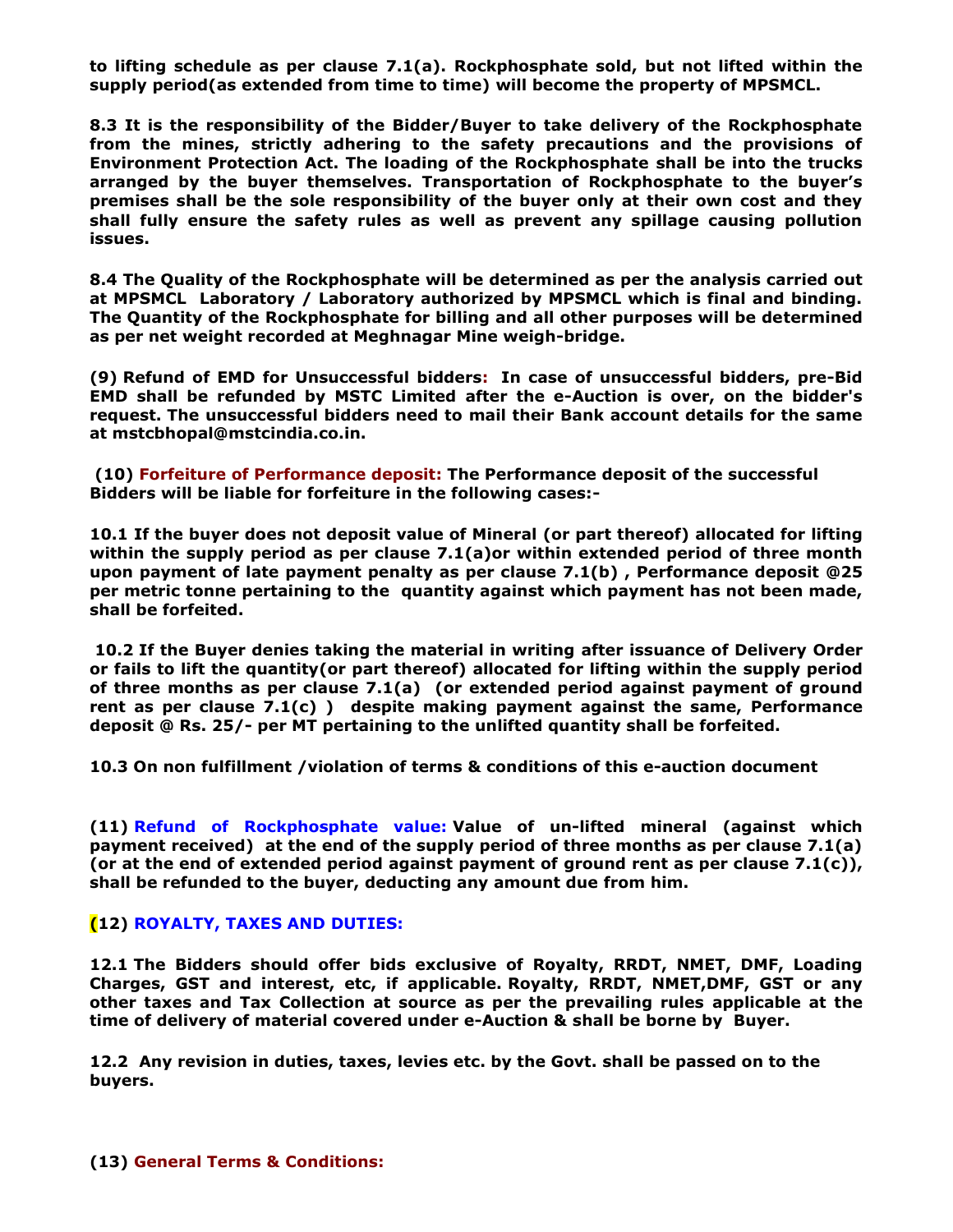**to lifting schedule as per clause 7.1(a). Rockphosphate sold, but not lifted within the supply period(as extended from time to time) will become the property of MPSMCL.**

**8.3 It is the responsibility of the Bidder/Buyer to take delivery of the Rockphosphate from the mines, strictly adhering to the safety precautions and the provisions of Environment Protection Act. The loading of the Rockphosphate shall be into the trucks arranged by the buyer themselves. Transportation of Rockphosphate to the buyer's premises shall be the sole responsibility of the buyer only at their own cost and they shall fully ensure the safety rules as well as prevent any spillage causing pollution issues.**

**8.4 The Quality of the Rockphosphate will be determined as per the analysis carried out at MPSMCL Laboratory / Laboratory authorized by MPSMCL which is final and binding. The Quantity of the Rockphosphate for billing and all other purposes will be determined as per net weight recorded at Meghnagar Mine weigh-bridge.**

**(9) Refund of EMD for Unsuccessful bidders: In case of unsuccessful bidders, pre-Bid EMD shall be refunded by MSTC Limited after the e-Auction is over, on the bidder's request. The unsuccessful bidders need to mail their Bank account details for the same at mstcbhopal@mstcindia.co.in.**

**(10) Forfeiture of Performance deposit: The Performance deposit of the successful Bidders will be liable for forfeiture in the following cases:-**

**10.1 If the buyer does not deposit value of Mineral (or part thereof) allocated for lifting within the supply period as per clause 7.1(a)or within extended period of three month upon payment of late payment penalty as per clause 7.1(b) , Performance deposit @25 per metric tonne pertaining to the quantity against which payment has not been made, shall be forfeited.**

**10.2 If the Buyer denies taking the material in writing after issuance of Delivery Order or fails to lift the quantity(or part thereof) allocated for lifting within the supply period of three months as per clause 7.1(a) (or extended period against payment of ground rent as per clause 7.1(c) ) despite making payment against the same, Performance deposit @ Rs. 25/- per MT pertaining to the unlifted quantity shall be forfeited.**

**10.3 On non fulfillment /violation of terms & conditions of this e-auction document**

**(11) Refund of Rockphosphate value: Value of un-lifted mineral (against which payment received) at the end of the supply period of three months as per clause 7.1(a) (or at the end of extended period against payment of ground rent as per clause 7.1(c)), shall be refunded to the buyer, deducting any amount due from him.**

**(12) ROYALTY, TAXES AND DUTIES:**

**12.1 The Bidders should offer bids exclusive of Royalty, RRDT, NMET, DMF, Loading Charges, GST and interest, etc, if applicable. Royalty, RRDT, NMET,DMF, GST or any other taxes and Tax Collection at source as per the prevailing rules applicable at the time of delivery of material covered under e-Auction & shall be borne by Buyer.**

**12.2 Any revision in duties, taxes, levies etc. by the Govt. shall be passed on to the buyers.**

**(13) General Terms & Conditions:**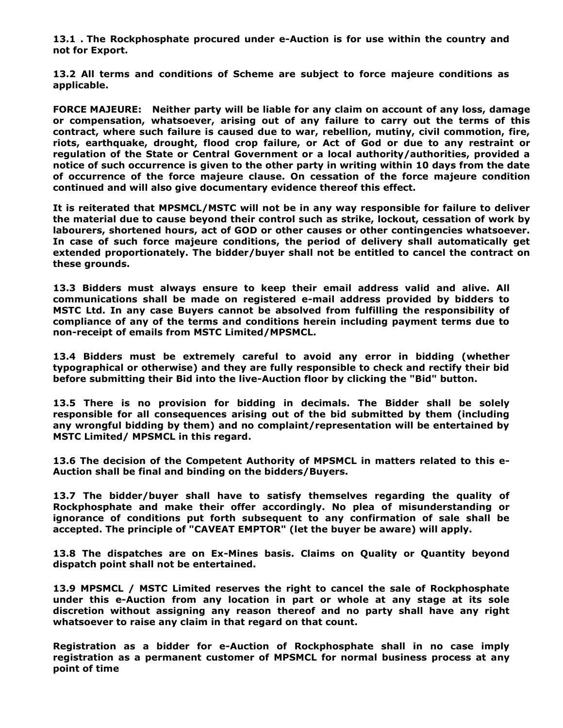**13.1 . The Rockphosphate procured under e-Auction is for use within the country and not for Export.**

**13.2 All terms and conditions of Scheme are subject to force majeure conditions as applicable.**

**FORCE MAJEURE: Neither party will be liable for any claim on account of any loss, damage or compensation, whatsoever, arising out of any failure to carry out the terms of this contract, where such failure is caused due to war, rebellion, mutiny, civil commotion, fire, riots, earthquake, drought, flood crop failure, or Act of God or due to any restraint or regulation of the State or Central Government or a local authority/authorities, provided a notice of such occurrence is given to the other party in writing within 10 days from the date of occurrence of the force majeure clause. On cessation of the force majeure condition continued and will also give documentary evidence thereof this effect.**

**It is reiterated that MPSMCL/MSTC will not be in any way responsible for failure to deliver the material due to cause beyond their control such as strike, lockout, cessation of work by labourers, shortened hours, act of GOD or other causes or other contingencies whatsoever. In case of such force majeure conditions, the period of delivery shall automatically get extended proportionately. The bidder/buyer shall not be entitled to cancel the contract on these grounds.**

**13.3 Bidders must always ensure to keep their email address valid and alive. All communications shall be made on registered e-mail address provided by bidders to MSTC Ltd. In any case Buyers cannot be absolved from fulfilling the responsibility of compliance of any of the terms and conditions herein including payment terms due to non-receipt of emails from MSTC Limited/MPSMCL.**

**13.4 Bidders must be extremely careful to avoid any error in bidding (whether typographical or otherwise) and they are fully responsible to check and rectify their bid before submitting their Bid into the live-Auction floor by clicking the "Bid" button.**

**13.5 There is no provision for bidding in decimals. The Bidder shall be solely responsible for all consequences arising out of the bid submitted by them (including any wrongful bidding by them) and no complaint/representation will be entertained by MSTC Limited/ MPSMCL in this regard.**

**13.6 The decision of the Competent Authority of MPSMCL in matters related to this e-Auction shall be final and binding on the bidders/Buyers.**

**13.7 The bidder/buyer shall have to satisfy themselves regarding the quality of Rockphosphate and make their offer accordingly. No plea of misunderstanding or ignorance of conditions put forth subsequent to any confirmation of sale shall be accepted. The principle of "CAVEAT EMPTOR" (let the buyer be aware) will apply.**

**13.8 The dispatches are on Ex-Mines basis. Claims on Quality or Quantity beyond dispatch point shall not be entertained.**

**13.9 MPSMCL / MSTC Limited reserves the right to cancel the sale of Rockphosphate under this e-Auction from any location in part or whole at any stage at its sole discretion without assigning any reason thereof and no party shall have any right whatsoever to raise any claim in that regard on that count.**

**Registration as a bidder for e-Auction of Rockphosphate shall in no case imply registration as a permanent customer of MPSMCL for normal business process at any point of time**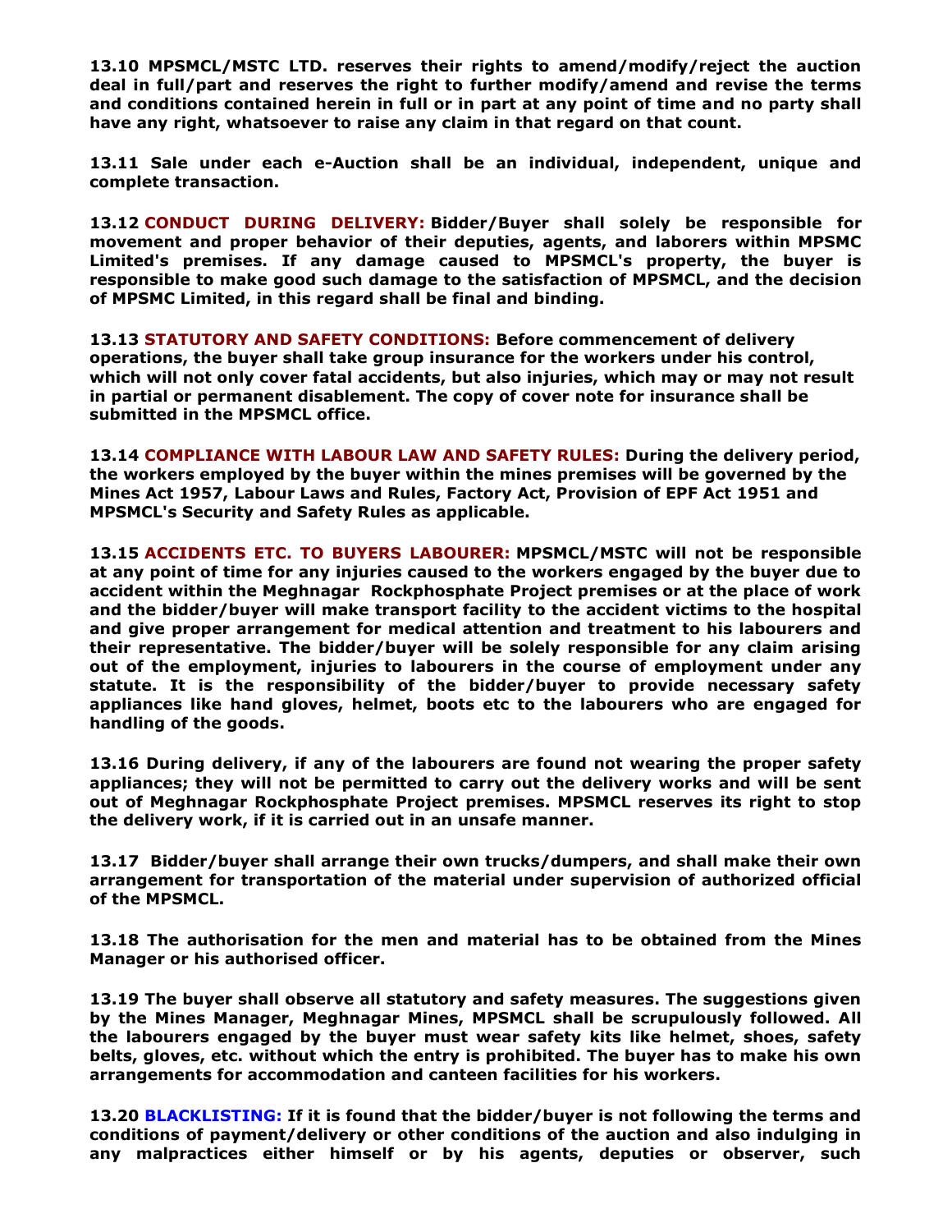**13.10 MPSMCL/MSTC LTD. reserves their rights to amend/modify/reject the auction deal in full/part and reserves the right to further modify/amend and revise the terms and conditions contained herein in full or in part at any point of time and no party shall have any right, whatsoever to raise any claim in that regard on that count.**

**13.11 Sale under each e-Auction shall be an individual, independent, unique and complete transaction.**

**13.12 CONDUCT DURING DELIVERY: Bidder/Buyer shall solely be responsible for movement and proper behavior of their deputies, agents, and laborers within MPSMC Limited's premises. If any damage caused to MPSMCL's property, the buyer is responsible to make good such damage to the satisfaction of MPSMCL, and the decision of MPSMC Limited, in this regard shall be final and binding.**

**13.13 STATUTORY AND SAFETY CONDITIONS: Before commencement of delivery operations, the buyer shall take group insurance for the workers under his control, which will not only cover fatal accidents, but also injuries, which may or may not result in partial or permanent disablement. The copy of cover note for insurance shall be submitted in the MPSMCL office.**

**13.14 COMPLIANCE WITH LABOUR LAW AND SAFETY RULES: During the delivery period, the workers employed by the buyer within the mines premises will be governed by the Mines Act 1957, Labour Laws and Rules, Factory Act, Provision of EPF Act 1951 and MPSMCL's Security and Safety Rules as applicable.**

**13.15 ACCIDENTS ETC. TO BUYERS LABOURER: MPSMCL/MSTC will not be responsible at any point of time for any injuries caused to the workers engaged by the buyer due to accident within the Meghnagar Rockphosphate Project premises or at the place of work and the bidder/buyer will make transport facility to the accident victims to the hospital and give proper arrangement for medical attention and treatment to his labourers and their representative. The bidder/buyer will be solely responsible for any claim arising out of the employment, injuries to labourers in the course of employment under any statute. It is the responsibility of the bidder/buyer to provide necessary safety appliances like hand gloves, helmet, boots etc to the labourers who are engaged for handling of the goods.**

**13.16 During delivery, if any of the labourers are found not wearing the proper safety appliances; they will not be permitted to carry out the delivery works and will be sent out of Meghnagar Rockphosphate Project premises. MPSMCL reserves its right to stop the delivery work, if it is carried out in an unsafe manner.**

**13.17 Bidder/buyer shall arrange their own trucks/dumpers, and shall make their own arrangement for transportation of the material under supervision of authorized official of the MPSMCL.**

**13.18 The authorisation for the men and material has to be obtained from the Mines Manager or his authorised officer.**

**13.19 The buyer shall observe all statutory and safety measures. The suggestions given by the Mines Manager, Meghnagar Mines, MPSMCL shall be scrupulously followed. All the labourers engaged by the buyer must wear safety kits like helmet, shoes, safety belts, gloves, etc. without which the entry is prohibited. The buyer has to make his own arrangements for accommodation and canteen facilities for his workers.**

**13.20 BLACKLISTING: If it is found that the bidder/buyer is not following the terms and conditions of payment/delivery or other conditions of the auction and also indulging in any malpractices either himself or by his agents, deputies or observer, such**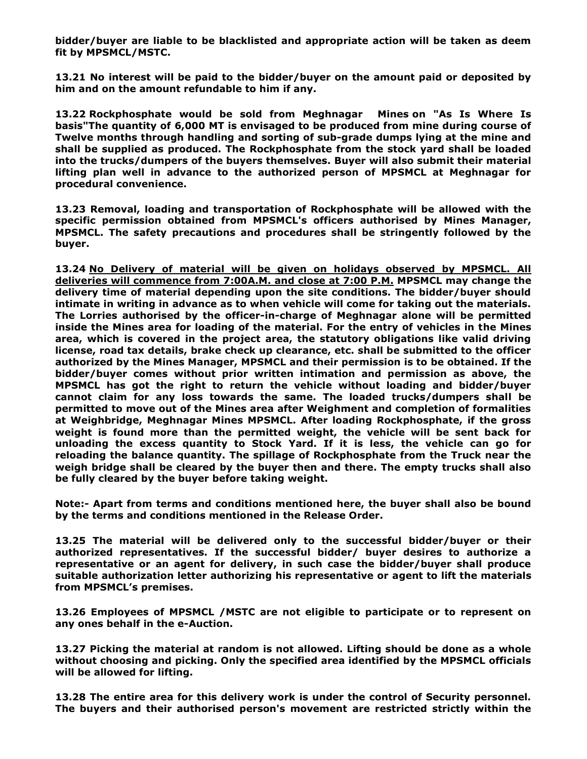**bidder/buyer are liable to be blacklisted and appropriate action will be taken as deem fit by MPSMCL/MSTC.**

**13.21 No interest will be paid to the bidder/buyer on the amount paid or deposited by him and on the amount refundable to him if any.**

**13.22 Rockphosphate would be sold from Meghnagar Mines on "As Is Where Is basis"The quantity of 6,000 MT is envisaged to be produced from mine during course of Twelve months through handling and sorting of sub-grade dumps lying at the mine and shall be supplied as produced. The Rockphosphate from the stock yard shall be loaded into the trucks/dumpers of the buyers themselves. Buyer will also submit their material lifting plan well in advance to the authorized person of MPSMCL at Meghnagar for procedural convenience.**

**13.23 Removal, loading and transportation of Rockphosphate will be allowed with the specific permission obtained from MPSMCL's officers authorised by Mines Manager, MPSMCL. The safety precautions and procedures shall be stringently followed by the buyer.**

**13.24 <u>No Delivery of material will be given on holidays observed by MPSMCL. All deliveries will commence from 7:00A.M. and close at 7:00 P.M.</u> MPSMCL may change the delivery time of material depending upon the site conditions. The bidder/buyer should intimate in writing in advance as to when vehicle will come for taking out the materials. The Lorries authorised by the officer-in-charge of Meghnagar alone will be permitted inside the Mines area for loading of the material. For the entry of vehicles in the Mines area, which is covered in the project area, the statutory obligations like valid driving license, road tax details, brake check up clearance, etc. shall be submitted to the officer authorized by the Mines Manager, MPSMCL and their permission is to be obtained. If the bidder/buyer comes without prior written intimation and permission as above, the MPSMCL has got the right to return the vehicle without loading and bidder/buyer cannot claim for any loss towards the same. The loaded trucks/dumpers shall be permitted to move out of the Mines area after Weighment and completion of formalities at Weighbridge, Meghnagar Mines MPSMCL. After loading Rockphosphate, if the gross weight is found more than the permitted weight, the vehicle will be sent back for unloading the excess quantity to Stock Yard. If it is less, the vehicle can go for reloading the balance quantity. The spillage of Rockphosphate from the Truck near the weigh bridge shall be cleared by the buyer then and there. The empty trucks shall also be fully cleared by the buyer before taking weight.**

**Note:- Apart from terms and conditions mentioned here, the buyer shall also be bound by the terms and conditions mentioned in the Release Order.**

**13.25 The material will be delivered only to the successful bidder/buyer or their authorized representatives. If the successful bidder/ buyer desires to authorize a representative or an agent for delivery, in such case the bidder/buyer shall produce suitable authorization letter authorizing his representative or agent to lift the materials from MPSMCL's premises.**

**13.26 Employees of MPSMCL /MSTC are not eligible to participate or to represent on any ones behalf in the e-Auction.**

**13.27 Picking the material at random is not allowed. Lifting should be done as a whole without choosing and picking. Only the specified area identified by the MPSMCL officials will be allowed for lifting.**

**13.28 The entire area for this delivery work is under the control of Security personnel. The buyers and their authorised person's movement are restricted strictly within the**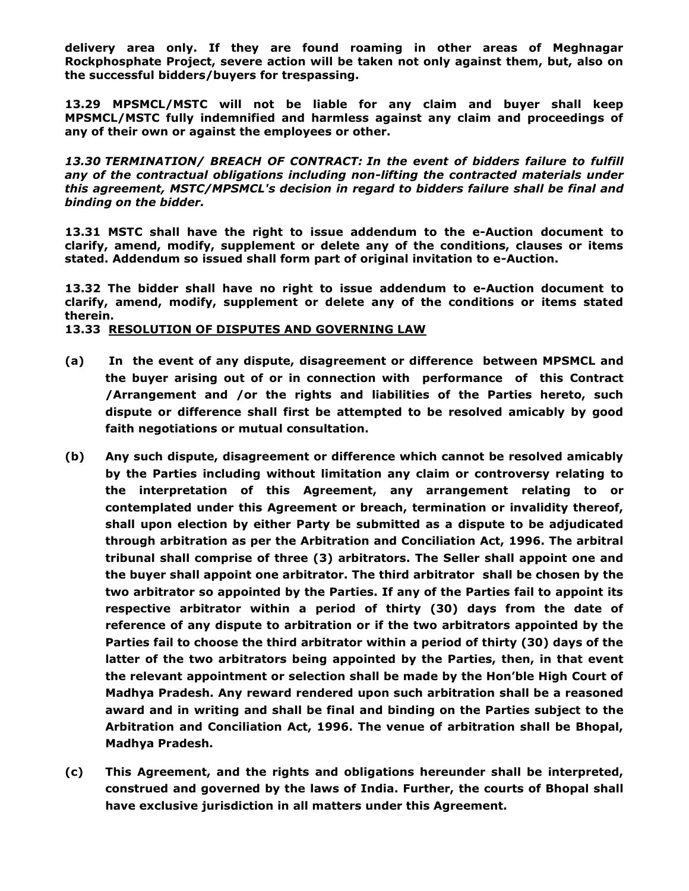**delivery area only. If they are found roaming in other areas of Meghnagar Rockphosphate Project, severe action will be taken not only against them, but, also on the successful bidders/buyers for trespassing.**

**13.29 MPSMCL/MSTC will not be liable for any claim and buyer shall keep MPSMCL/MSTC fully indemnified and harmless against any claim and proceedings of any of their own or against the employees or other.**

***13.30 TERMINATION/ BREACH OF CONTRACT: In the event of bidders failure to fulfill any of the contractual obligations including non-lifting the contracted materials under this agreement, MSTC/MPSMCL's decision in regard to bidders failure shall be final and binding on the bidder.***

**13.31 MSTC shall have the right to issue addendum to the e-Auction document to clarify, amend, modify, supplement or delete any of the conditions, clauses or items stated. Addendum so issued shall form part of original invitation to e-Auction.**

**13.32 The bidder shall have no right to issue addendum to e-Auction document to clarify, amend, modify, supplement or delete any of the conditions or items stated therein.**

**13.33 <u>RESOLUTION OF DISPUTES AND GOVERNING LAW</u>**

**(a) In the event of any dispute, disagreement or difference between MPSMCL and the buyer arising out of or in connection with performance of this Contract /Arrangement and /or the rights and liabilities of the Parties hereto, such dispute or difference shall first be attempted to be resolved amicably by good faith negotiations or mutual consultation.**

**(b) Any such dispute, disagreement or difference which cannot be resolved amicably by the Parties including without limitation any claim or controversy relating to the interpretation of this Agreement, any arrangement relating to or contemplated under this Agreement or breach, termination or invalidity thereof, shall upon election by either Party be submitted as a dispute to be adjudicated through arbitration as per the Arbitration and Conciliation Act, 1996. The arbitral tribunal shall comprise of three (3) arbitrators. The Seller shall appoint one and the buyer shall appoint one arbitrator. The third arbitrator shall be chosen by the two arbitrator so appointed by the Parties. If any of the Parties fail to appoint its respective arbitrator within a period of thirty (30) days from the date of reference of any dispute to arbitration or if the two arbitrators appointed by the Parties fail to choose the third arbitrator within a period of thirty (30) days of the latter of the two arbitrators being appointed by the Parties, then, in that event the relevant appointment or selection shall be made by the Hon'ble High Court of Madhya Pradesh. Any reward rendered upon such arbitration shall be a reasoned award and in writing and shall be final and binding on the Parties subject to the Arbitration and Conciliation Act, 1996. The venue of arbitration shall be Bhopal, Madhya Pradesh.**

**(c) This Agreement, and the rights and obligations hereunder shall be interpreted, construed and governed by the laws of India. Further, the courts of Bhopal shall have exclusive jurisdiction in all matters under this Agreement.**